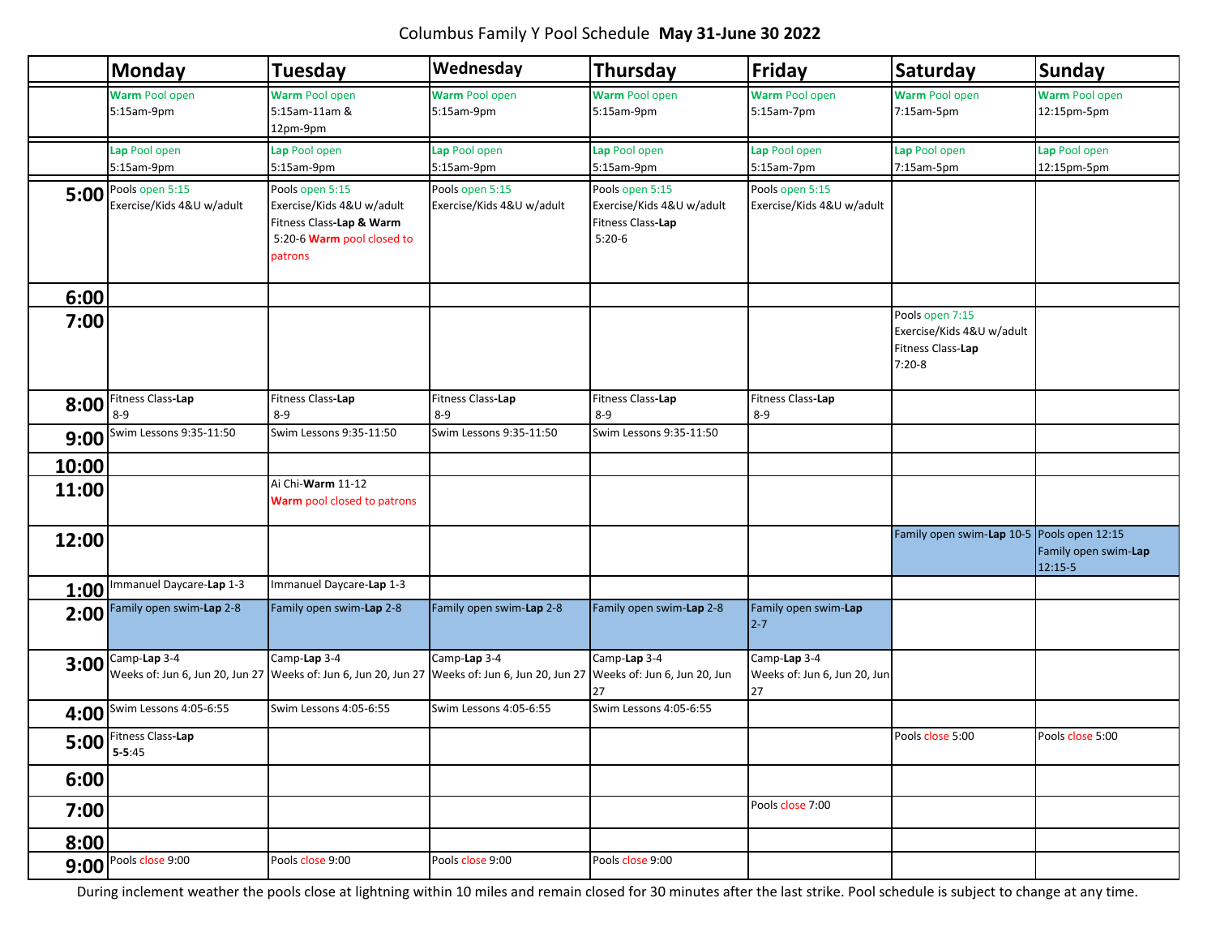# Columbus Family Y Pool Schedule **May 31-June 30 2022**

| | Monday | Tuesday | Wednesday | Thursday | Friday | Saturday | Sunday |
|---|---|---|---|---|---|---|---|
| | **Warm** Pool open 5:15am-9pm | **Warm** Pool open 5:15am-11am & 12pm-9pm | **Warm** Pool open 5:15am-9pm | **Warm** Pool open 5:15am-9pm | **Warm** Pool open 5:15am-7pm | **Warm** Pool open 7:15am-5pm | **Warm** Pool open 12:15pm-5pm |
| | **Lap** Pool open 5:15am-9pm | **Lap** Pool open 5:15am-9pm | **Lap** Pool open 5:15am-9pm | **Lap** Pool open 5:15am-9pm | **Lap** Pool open 5:15am-7pm | **Lap** Pool open 7:15am-5pm | **Lap** Pool open 12:15pm-5pm |
| **5:00** | Pools open 5:15 Exercise/Kids 4&U w/adult | Pools open 5:15 Exercise/Kids 4&U w/adult Fitness Class-**Lap & Warm** 5:20-6 **Warm** pool closed to patrons | Pools open 5:15 Exercise/Kids 4&U w/adult | Pools open 5:15 Exercise/Kids 4&U w/adult Fitness Class-**Lap** 5:20-6 | Pools open 5:15 Exercise/Kids 4&U w/adult | | |
| **6:00** | | | | | | | |
| **7:00** | | | | | | Pools open 7:15 Exercise/Kids 4&U w/adult Fitness Class-**Lap** 7:20-8 | |
| **8:00** | Fitness Class-**Lap** 8-9 | Fitness Class-**Lap** 8-9 | Fitness Class-**Lap** 8-9 | Fitness Class-**Lap** 8-9 | Fitness Class-**Lap** 8-9 | | |
| **9:00** | Swim Lessons 9:35-11:50 | Swim Lessons 9:35-11:50 | Swim Lessons 9:35-11:50 | Swim Lessons 9:35-11:50 | | | |
| **10:00** | | | | | | | |
| **11:00** | | Ai Chi-**Warm** 11-12 **Warm** pool closed to patrons | | | | | |
| **12:00** | | | | | | Family open swim-**Lap** 10-5 | Pools open 12:15 Family open swim-**Lap** 12:15-5 |
| **1:00** | Immanuel Daycare-**Lap** 1-3 | Immanuel Daycare-**Lap** 1-3 | | | | | |
| **2:00** | Family open swim-**Lap** 2-8 | Family open swim-**Lap** 2-8 | Family open swim-**Lap** 2-8 | Family open swim-**Lap** 2-8 | Family open swim-**Lap** 2-7 | | |
| **3:00** | Camp-**Lap** 3-4 Weeks of: Jun 6, Jun 20, Jun 27 | Camp-**Lap** 3-4 Weeks of: Jun 6, Jun 20, Jun 27 | Camp-**Lap** 3-4 Weeks of: Jun 6, Jun 20, Jun 27 | Camp-**Lap** 3-4 Weeks of: Jun 6, Jun 20, Jun 27 | Camp-**Lap** 3-4 Weeks of: Jun 6, Jun 20, Jun 27 | | |
| **4:00** | Swim Lessons 4:05-6:55 | Swim Lessons 4:05-6:55 | Swim Lessons 4:05-6:55 | Swim Lessons 4:05-6:55 | | | |
| **5:00** | Fitness Class-**Lap** **5-5**:45 | | | | | Pools close 5:00 | Pools close 5:00 |
| **6:00** | | | | | | | |
| **7:00** | | | | | Pools close 7:00 | | |
| **8:00** | | | | | | | |
| **9:00** | Pools close 9:00 | Pools close 9:00 | Pools close 9:00 | Pools close 9:00 | | | |

During inclement weather the pools close at lightning within 10 miles and remain closed for 30 minutes after the last strike. Pool schedule is subject to change at any time.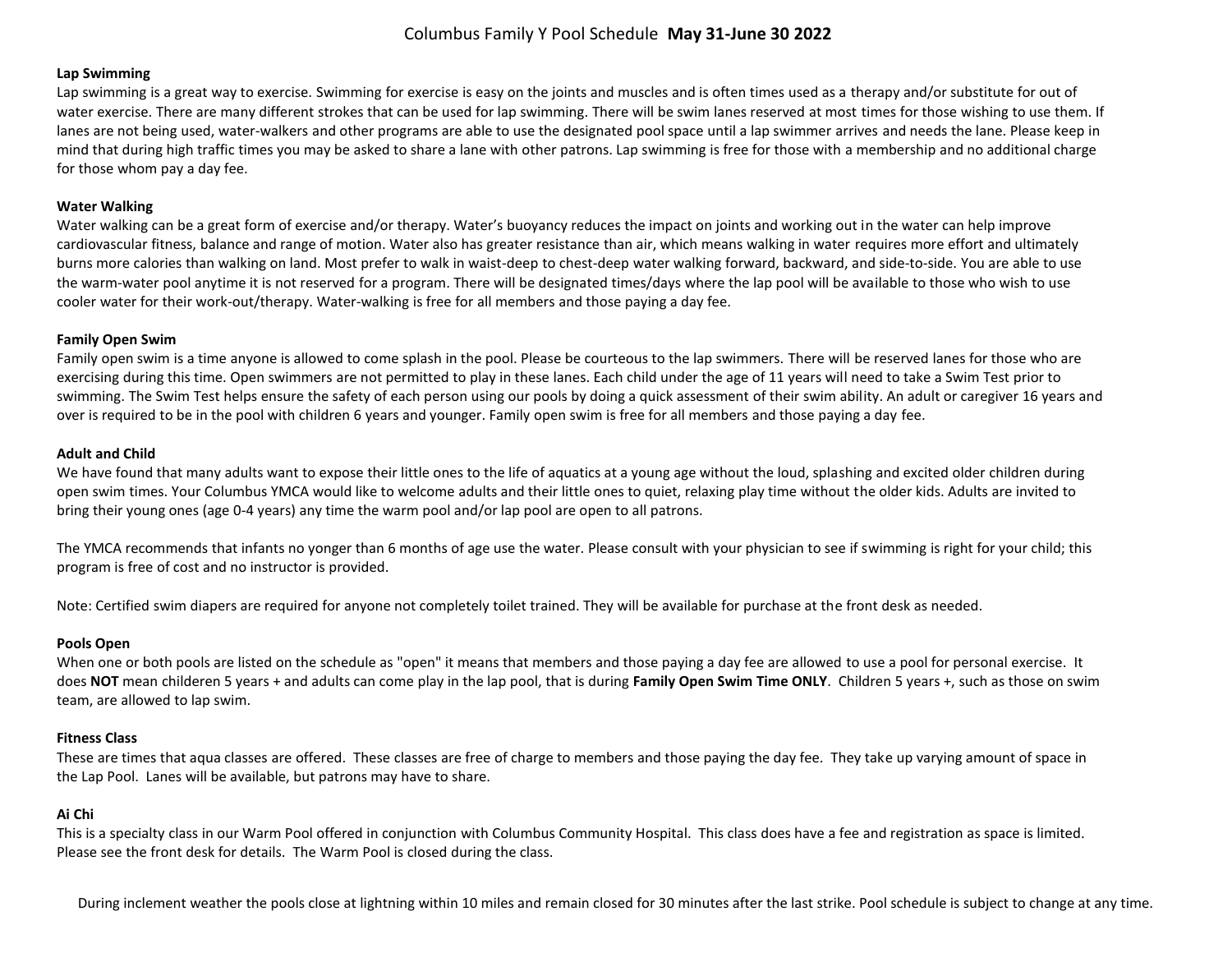# Columbus Family Y Pool Schedule **May 31-June 30 2022**

**Lap Swimming**

Lap swimming is a great way to exercise. Swimming for exercise is easy on the joints and muscles and is often times used as a therapy and/or substitute for out of water exercise. There are many different strokes that can be used for lap swimming. There will be swim lanes reserved at most times for those wishing to use them. If lanes are not being used, water-walkers and other programs are able to use the designated pool space until a lap swimmer arrives and needs the lane. Please keep in mind that during high traffic times you may be asked to share a lane with other patrons. Lap swimming is free for those with a membership and no additional charge for those whom pay a day fee.

**Water Walking**

Water walking can be a great form of exercise and/or therapy. Water's buoyancy reduces the impact on joints and working out in the water can help improve cardiovascular fitness, balance and range of motion. Water also has greater resistance than air, which means walking in water requires more effort and ultimately burns more calories than walking on land. Most prefer to walk in waist-deep to chest-deep water walking forward, backward, and side-to-side. You are able to use the warm-water pool anytime it is not reserved for a program. There will be designated times/days where the lap pool will be available to those who wish to use cooler water for their work-out/therapy. Water-walking is free for all members and those paying a day fee.

**Family Open Swim**

Family open swim is a time anyone is allowed to come splash in the pool. Please be courteous to the lap swimmers. There will be reserved lanes for those who are exercising during this time. Open swimmers are not permitted to play in these lanes. Each child under the age of 11 years will need to take a Swim Test prior to swimming. The Swim Test helps ensure the safety of each person using our pools by doing a quick assessment of their swim ability. An adult or caregiver 16 years and over is required to be in the pool with children 6 years and younger. Family open swim is free for all members and those paying a day fee.

**Adult and Child**

We have found that many adults want to expose their little ones to the life of aquatics at a young age without the loud, splashing and excited older children during open swim times. Your Columbus YMCA would like to welcome adults and their little ones to quiet, relaxing play time without the older kids. Adults are invited to bring their young ones (age 0-4 years) any time the warm pool and/or lap pool are open to all patrons.

The YMCA recommends that infants no yonger than 6 months of age use the water. Please consult with your physician to see if swimming is right for your child; this program is free of cost and no instructor is provided.

Note: Certified swim diapers are required for anyone not completely toilet trained. They will be available for purchase at the front desk as needed.

**Pools Open**

When one or both pools are listed on the schedule as "open" it means that members and those paying a day fee are allowed to use a pool for personal exercise. It does **NOT** mean childeren 5 years + and adults can come play in the lap pool, that is during **Family Open Swim Time ONLY**. Children 5 years +, such as those on swim team, are allowed to lap swim.

**Fitness Class**

These are times that aqua classes are offered. These classes are free of charge to members and those paying the day fee. They take up varying amount of space in the Lap Pool. Lanes will be available, but patrons may have to share.

**Ai Chi**

This is a specialty class in our Warm Pool offered in conjunction with Columbus Community Hospital. This class does have a fee and registration as space is limited. Please see the front desk for details. The Warm Pool is closed during the class.

During inclement weather the pools close at lightning within 10 miles and remain closed for 30 minutes after the last strike. Pool schedule is subject to change at any time.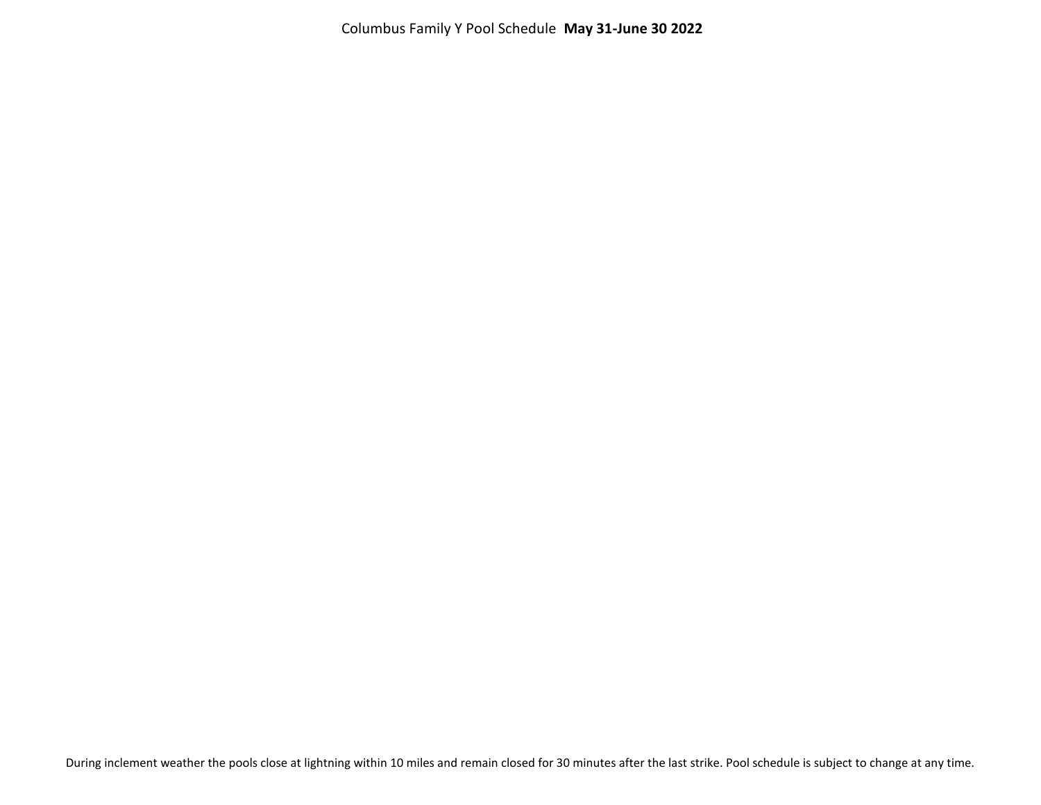Columbus Family Y Pool Schedule **May 31-June 30 2022**

During inclement weather the pools close at lightning within 10 miles and remain closed for 30 minutes after the last strike. Pool schedule is subject to change at any time.